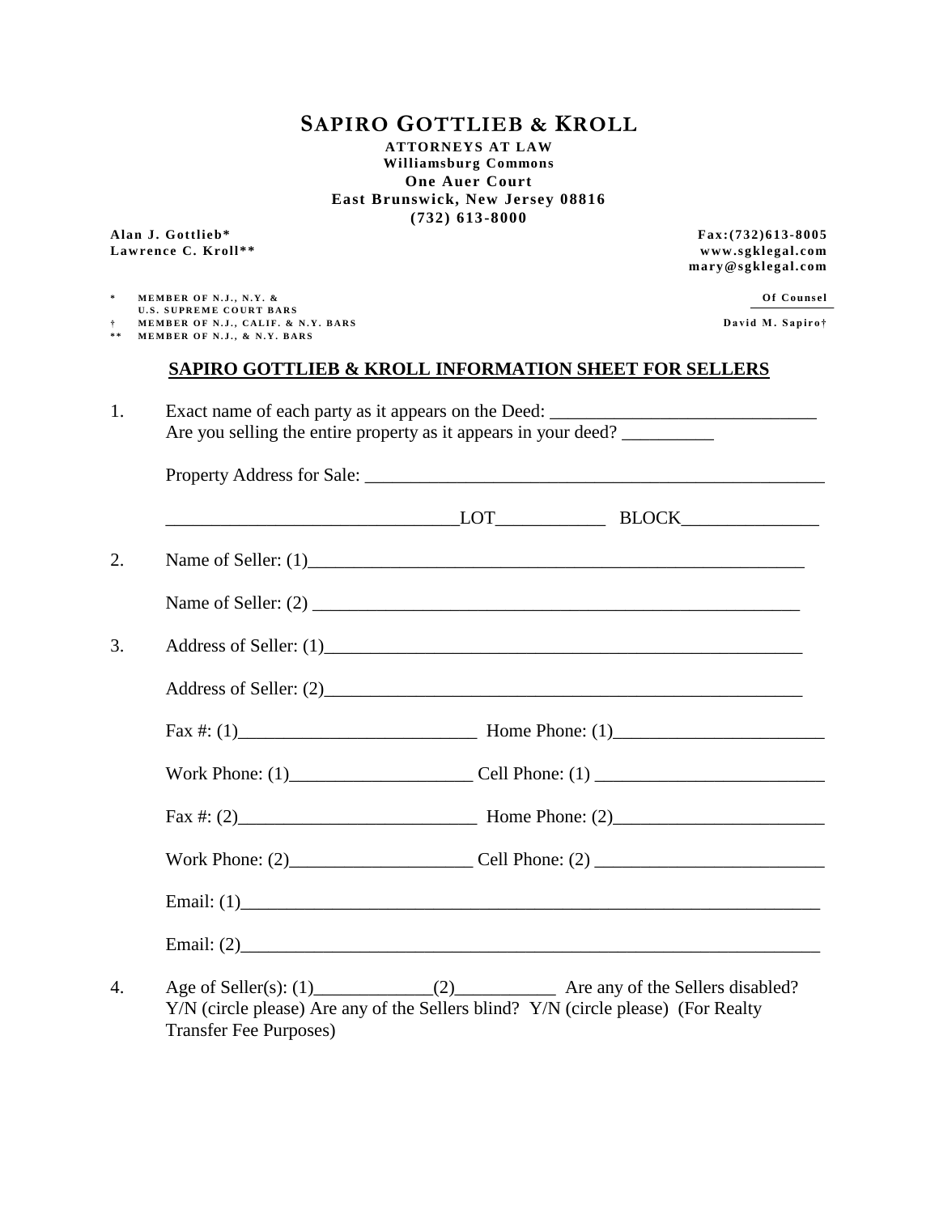# SAPIRO GOTTLIEB & KROLL

**ATTORNEYS AT LAW**
**Williamsburg Commons**
**One Auer Court**
**East Brunswick, New Jersey 08816**
**(732) 613-8000**

**Alan J. Gottlieb***
**Lawrence C. Kroll****

**Fax:(732)613-8005**
**www.sgklegal.com**
**mary@sgklegal.com**

\* MEMBER OF N.J., N.Y. & U.S. SUPREME COURT BARS
† MEMBER OF N.J., CALIF. & N.Y. BARS
\** MEMBER OF N.J., & N.Y. BARS

**Of Counsel**
**David M. Sapiro†**

## SAPIRO GOTTLIEB & KROLL INFORMATION SHEET FOR SELLERS

1. Exact name of each party as it appears on the Deed: ______________________________
   Are you selling the entire property as it appears in your deed? __________

   Property Address for Sale: ____________________________________________________

   _______________________________LOT___________ BLOCK_______________

2. Name of Seller: (1)________________________________________________________

   Name of Seller: (2) _______________________________________________________

3. Address of Seller: (1)_____________________________________________________

   Address of Seller: (2)_____________________________________________________

   Fax #: (1)__________________________ Home Phone: (1)_______________________

   Work Phone: (1)___________________ Cell Phone: (1) ________________________

   Fax #: (2)__________________________ Home Phone: (2)_______________________

   Work Phone: (2)___________________ Cell Phone: (2) ________________________

   Email: (1)_________________________________________________________________

   Email: (2)_________________________________________________________________

4. Age of Seller(s): (1)_____________(2)___________ Are any of the Sellers disabled? Y/N (circle please) Are any of the Sellers blind? Y/N (circle please) (For Realty Transfer Fee Purposes)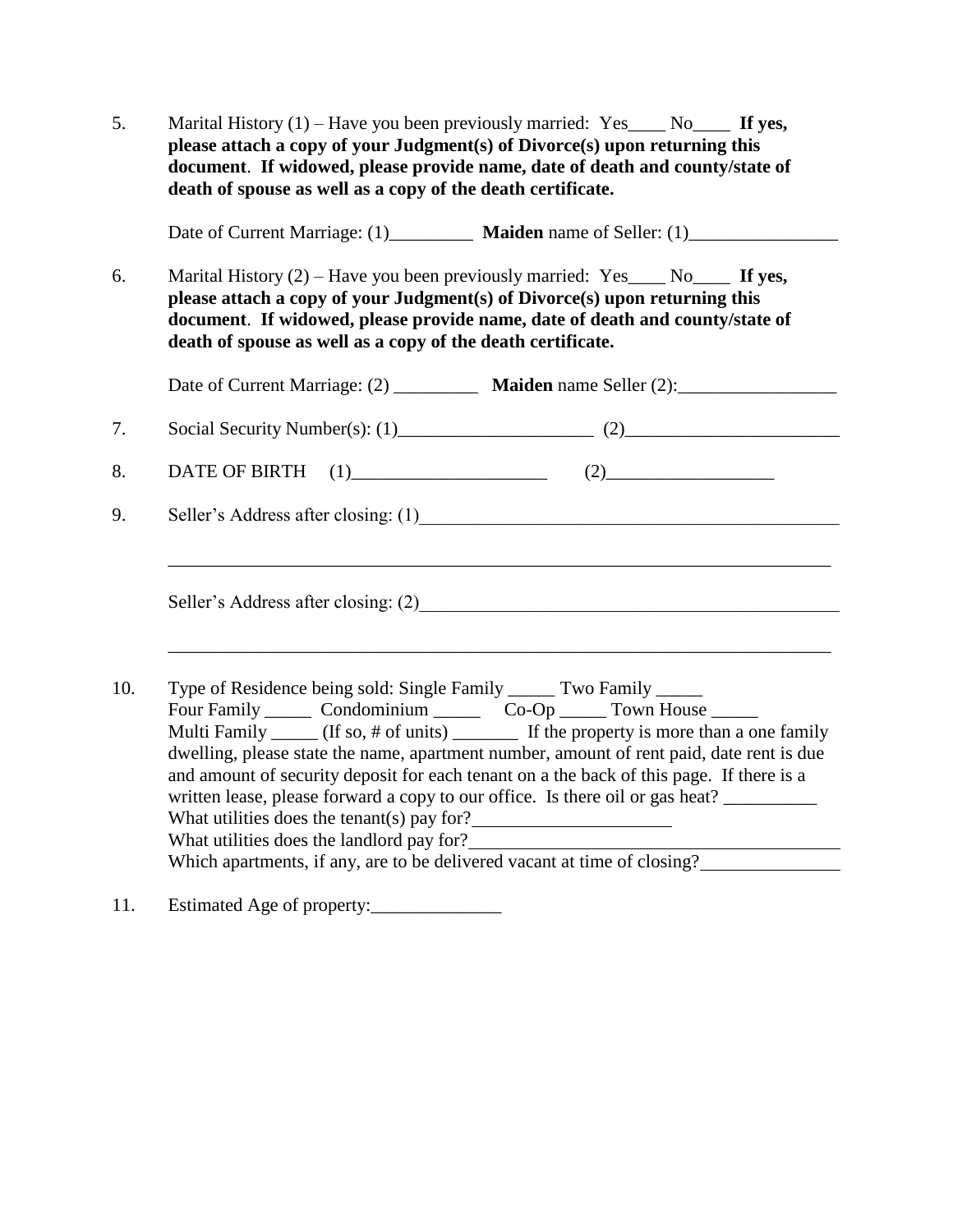5. Marital History (1) – Have you been previously married: Yes____ No____ **If yes, please attach a copy of your Judgment(s) of Divorce(s) upon returning this document**. **If widowed, please provide name, date of death and county/state of death of spouse as well as a copy of the death certificate.**

   Date of Current Marriage: (1)_________ **Maiden** name of Seller: (1)________________

6. Marital History (2) – Have you been previously married: Yes____ No____ **If yes, please attach a copy of your Judgment(s) of Divorce(s) upon returning this document**. **If widowed, please provide name, date of death and county/state of death of spouse as well as a copy of the death certificate.**

   Date of Current Marriage: (2) _________ **Maiden** name Seller (2):_________________

7. Social Security Number(s): (1)_____________________ (2)_______________________

8. DATE OF BIRTH (1)_____________________ (2)__________________

9. Seller's Address after closing: (1)_______________________________________________

   __________________________________________________________________________

   Seller's Address after closing: (2)_______________________________________________

   __________________________________________________________________________

10. Type of Residence being sold: Single Family _____ Two Family _____
    Four Family _____ Condominium _____ Co-Op _____ Town House _____
    Multi Family _____ (If so, # of units) _______ If the property is more than a one family dwelling, please state the name, apartment number, amount of rent paid, date rent is due and amount of security deposit for each tenant on a the back of this page. If there is a written lease, please forward a copy to our office. Is there oil or gas heat? __________
    What utilities does the tenant(s) pay for?______________________
    What utilities does the landlord pay for?________________________________________
    Which apartments, if any, are to be delivered vacant at time of closing?_______________

11. Estimated Age of property:______________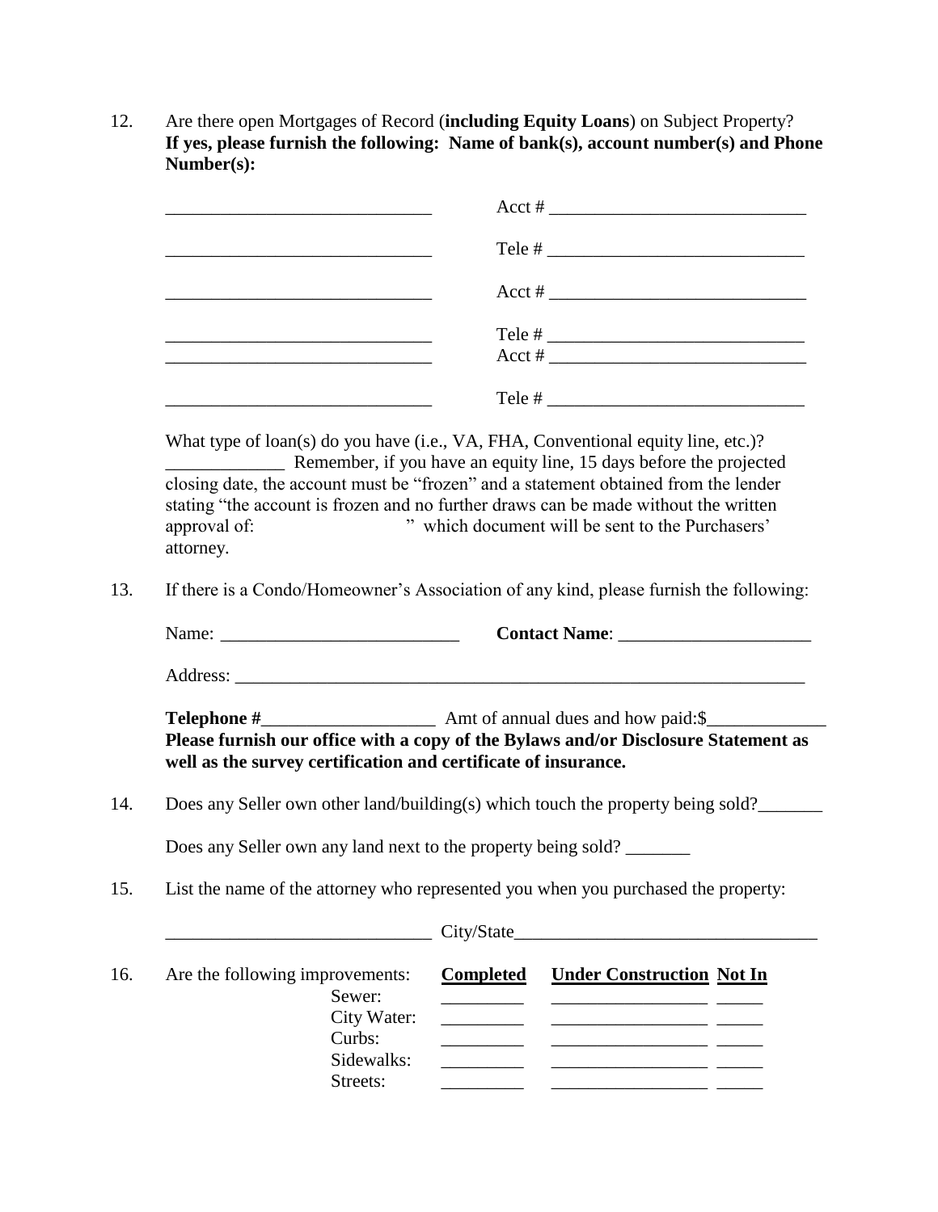12. Are there open Mortgages of Record (**including Equity Loans**) on Subject Property? **If yes, please furnish the following: Name of bank(s), account number(s) and Phone Number(s):**

_____________________________ Acct # _____________________________

_____________________________ Tele # _____________________________

_____________________________ Acct # _____________________________

_____________________________ Tele # _____________________________
_____________________________ Acct # _____________________________

_____________________________ Tele # _____________________________

What type of loan(s) do you have (i.e., VA, FHA, Conventional equity line, etc.)? _____________ Remember, if you have an equity line, 15 days before the projected closing date, the account must be "frozen" and a statement obtained from the lender stating "the account is frozen and no further draws can be made without the written approval of: " which document will be sent to the Purchasers' attorney.

13. If there is a Condo/Homeowner's Association of any kind, please furnish the following:

Name: __________________________ **Contact Name**: _____________________

Address: _________________________________________________________________

**Telephone #**___________________ Amt of annual dues and how paid:$_____________
**Please furnish our office with a copy of the Bylaws and/or Disclosure Statement as well as the survey certification and certificate of insurance.**

14. Does any Seller own other land/building(s) which touch the property being sold?_______

Does any Seller own any land next to the property being sold? _______

15. List the name of the attorney who represented you when you purchased the property:

_____________________________ City/State_________________________________

16. Are the following improvements:

| | **Completed** | **Under Construction** | **Not In** |
|---|---|---|---|
| Sewer: | _________ | _________________ | _____ |
| City Water: | _________ | _________________ | _____ |
| Curbs: | _________ | _________________ | _____ |
| Sidewalks: | _________ | _________________ | _____ |
| Streets: | _________ | _________________ | _____ |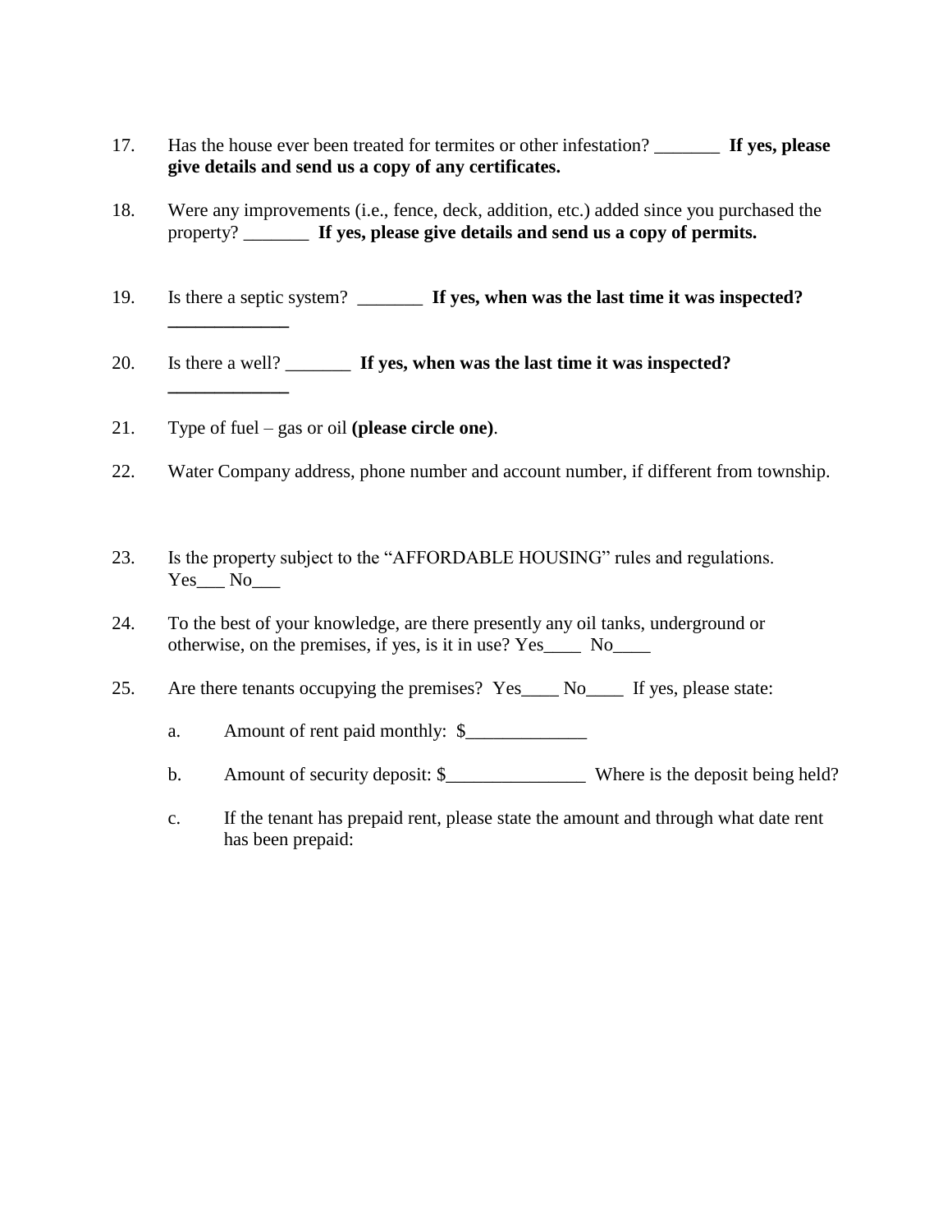17. Has the house ever been treated for termites or other infestation? _______ **If yes, please give details and send us a copy of any certificates.**

18. Were any improvements (i.e., fence, deck, addition, etc.) added since you purchased the property? _______ **If yes, please give details and send us a copy of permits.**

19. Is there a septic system? _______ **If yes, when was the last time it was inspected? _____________**

20. Is there a well? _______ **If yes, when was the last time it was inspected? _____________**

21. Type of fuel – gas or oil **(please circle one)**.

22. Water Company address, phone number and account number, if different from township.

23. Is the property subject to the "AFFORDABLE HOUSING" rules and regulations. Yes___ No___

24. To the best of your knowledge, are there presently any oil tanks, underground or otherwise, on the premises, if yes, is it in use? Yes____ No____

25. Are there tenants occupying the premises? Yes____ No____ If yes, please state:

    a. Amount of rent paid monthly: $_____________

    b. Amount of security deposit: $_______________ Where is the deposit being held?

    c. If the tenant has prepaid rent, please state the amount and through what date rent has been prepaid: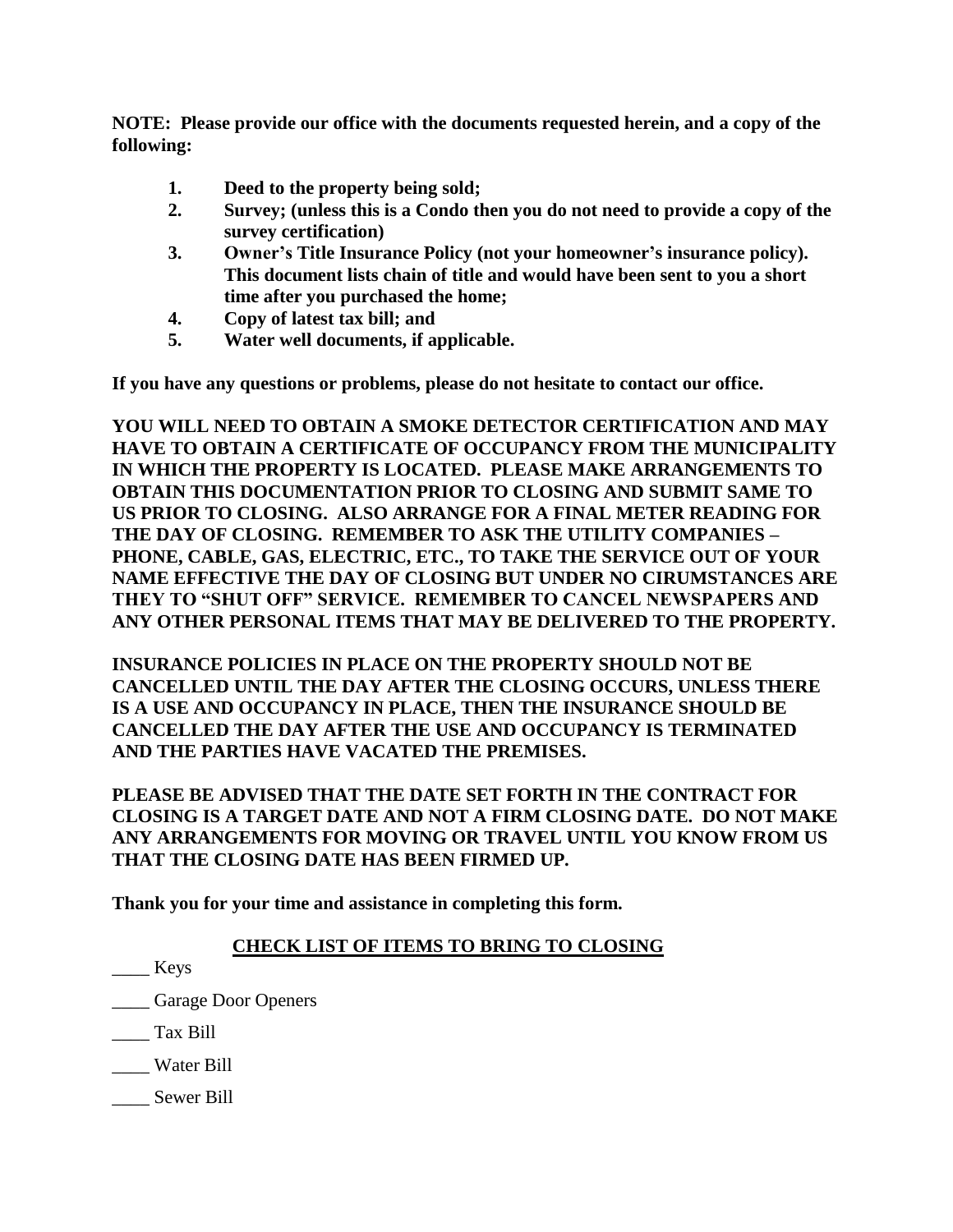**NOTE: Please provide our office with the documents requested herein, and a copy of the following:**

1. **Deed to the property being sold;**
2. **Survey; (unless this is a Condo then you do not need to provide a copy of the survey certification)**
3. **Owner's Title Insurance Policy (not your homeowner's insurance policy). This document lists chain of title and would have been sent to you a short time after you purchased the home;**
4. **Copy of latest tax bill; and**
5. **Water well documents, if applicable.**

**If you have any questions or problems, please do not hesitate to contact our office.**

**YOU WILL NEED TO OBTAIN A SMOKE DETECTOR CERTIFICATION AND MAY HAVE TO OBTAIN A CERTIFICATE OF OCCUPANCY FROM THE MUNICIPALITY IN WHICH THE PROPERTY IS LOCATED. PLEASE MAKE ARRANGEMENTS TO OBTAIN THIS DOCUMENTATION PRIOR TO CLOSING AND SUBMIT SAME TO US PRIOR TO CLOSING. ALSO ARRANGE FOR A FINAL METER READING FOR THE DAY OF CLOSING. REMEMBER TO ASK THE UTILITY COMPANIES – PHONE, CABLE, GAS, ELECTRIC, ETC., TO TAKE THE SERVICE OUT OF YOUR NAME EFFECTIVE THE DAY OF CLOSING BUT UNDER NO CIRUMSTANCES ARE THEY TO "SHUT OFF" SERVICE. REMEMBER TO CANCEL NEWSPAPERS AND ANY OTHER PERSONAL ITEMS THAT MAY BE DELIVERED TO THE PROPERTY.**

**INSURANCE POLICIES IN PLACE ON THE PROPERTY SHOULD NOT BE CANCELLED UNTIL THE DAY AFTER THE CLOSING OCCURS, UNLESS THERE IS A USE AND OCCUPANCY IN PLACE, THEN THE INSURANCE SHOULD BE CANCELLED THE DAY AFTER THE USE AND OCCUPANCY IS TERMINATED AND THE PARTIES HAVE VACATED THE PREMISES.**

**PLEASE BE ADVISED THAT THE DATE SET FORTH IN THE CONTRACT FOR CLOSING IS A TARGET DATE AND NOT A FIRM CLOSING DATE. DO NOT MAKE ANY ARRANGEMENTS FOR MOVING OR TRAVEL UNTIL YOU KNOW FROM US THAT THE CLOSING DATE HAS BEEN FIRMED UP.**

**Thank you for your time and assistance in completing this form.**

## CHECK LIST OF ITEMS TO BRING TO CLOSING

____ Keys

____ Garage Door Openers

____ Tax Bill

____ Water Bill

____ Sewer Bill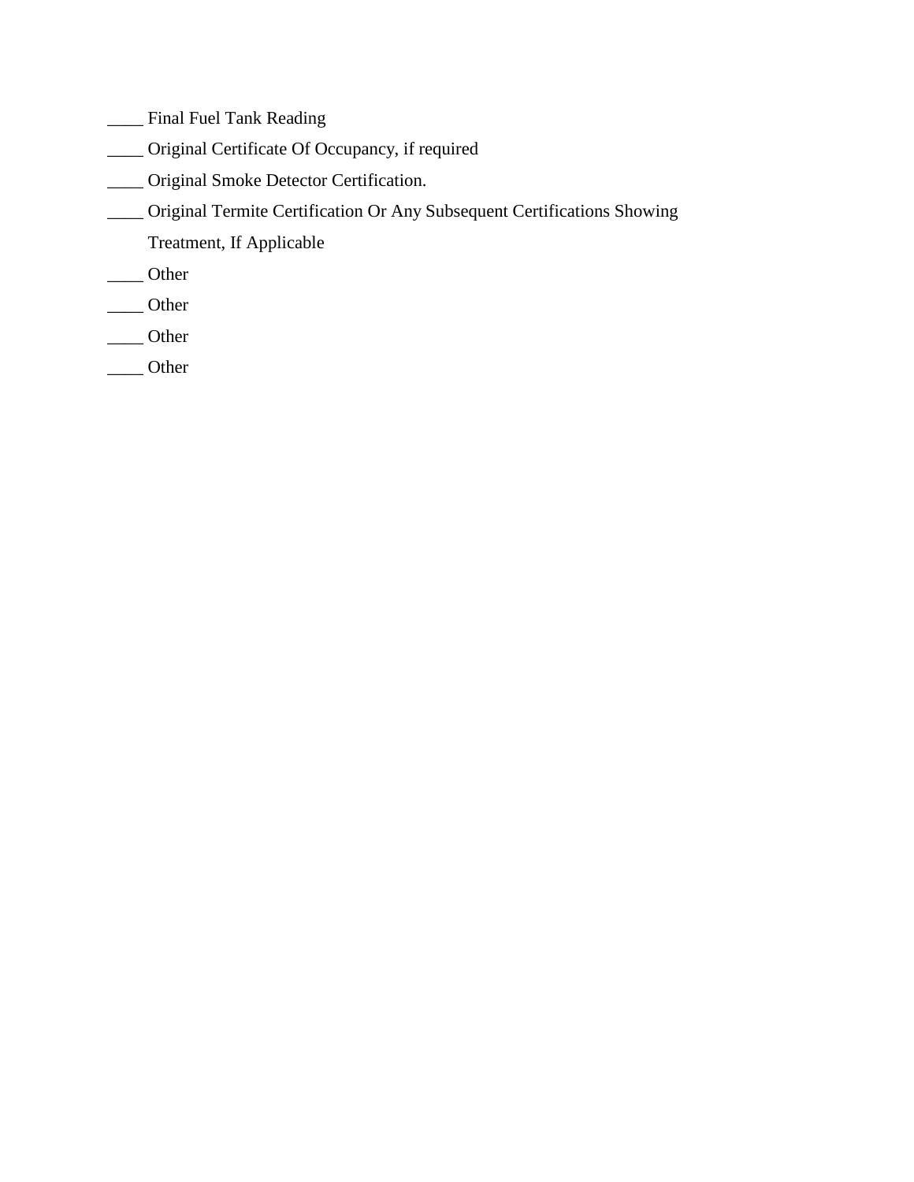____ Final Fuel Tank Reading

____ Original Certificate Of Occupancy, if required

____ Original Smoke Detector Certification.

____ Original Termite Certification Or Any Subsequent Certifications Showing Treatment, If Applicable

____ Other

____ Other

____ Other

____ Other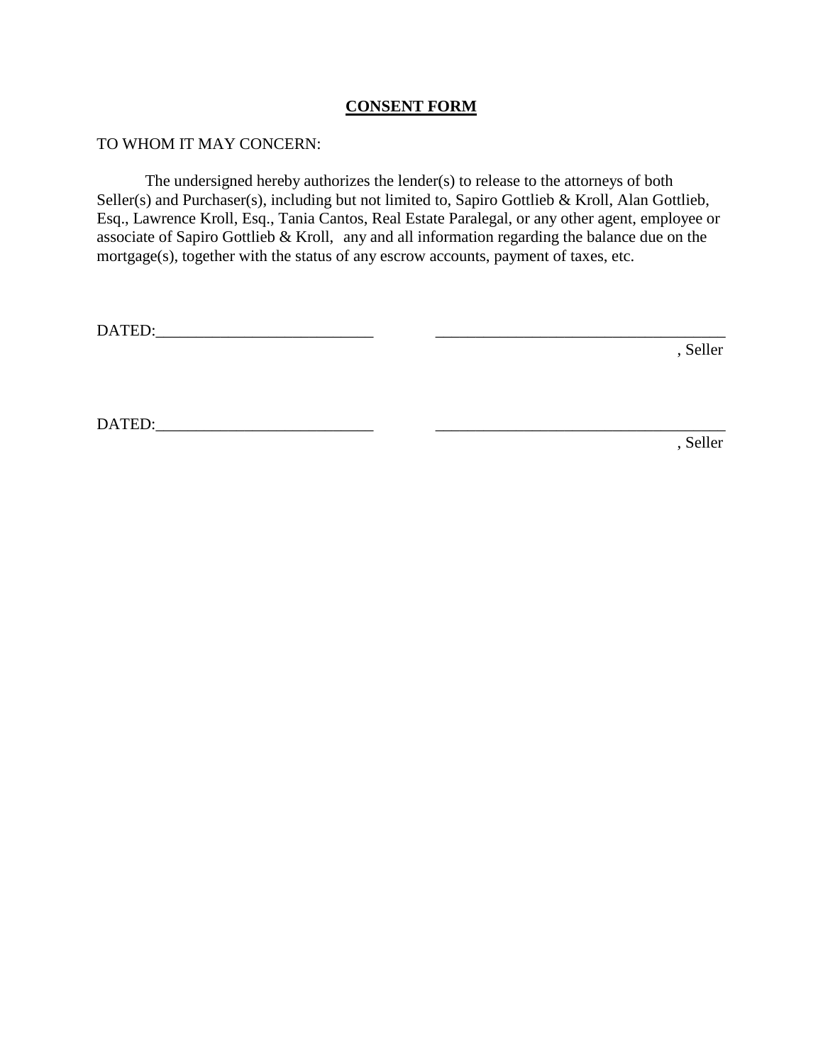# **CONSENT FORM**

TO WHOM IT MAY CONCERN:

The undersigned hereby authorizes the lender(s) to release to the attorneys of both Seller(s) and Purchaser(s), including but not limited to, Sapiro Gottlieb & Kroll, Alan Gottlieb, Esq., Lawrence Kroll, Esq., Tania Cantos, Real Estate Paralegal, or any other agent, employee or associate of Sapiro Gottlieb & Kroll, any and all information regarding the balance due on the mortgage(s), together with the status of any escrow accounts, payment of taxes, etc.

DATED:___________________________ ____________________________________
, Seller

DATED:___________________________ ____________________________________
, Seller